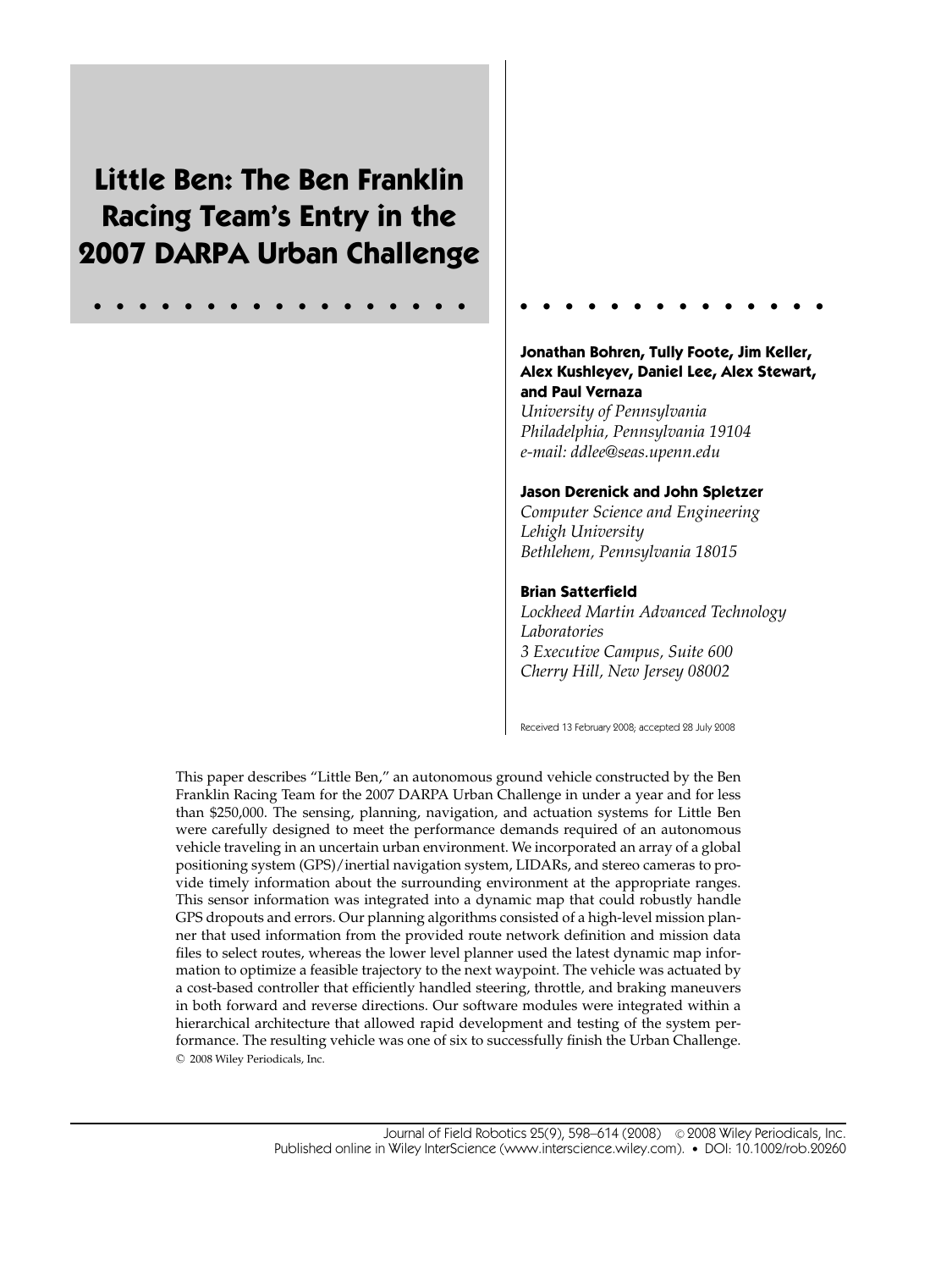# Little Ben: The Ben Franklin Racing Team's Entry in the 2007 DARPA Urban Challenge

**Jonathan Bohren, Tully Foote, Jim Keller, Alex Kushleyev, Daniel Lee, Alex Stewart, and Paul Vernaza**
*University of Pennsylvania*
*Philadelphia, Pennsylvania 19104*
*e-mail: ddlee@seas.upenn.edu*

**Jason Derenick and John Spletzer**
*Computer Science and Engineering*
*Lehigh University*
*Bethlehem, Pennsylvania 18015*

**Brian Satterfield**
*Lockheed Martin Advanced Technology Laboratories*
*3 Executive Campus, Suite 600*
*Cherry Hill, New Jersey 08002*

Received 13 February 2008; accepted 28 July 2008

This paper describes "Little Ben," an autonomous ground vehicle constructed by the Ben Franklin Racing Team for the 2007 DARPA Urban Challenge in under a year and for less than $250,000. The sensing, planning, navigation, and actuation systems for Little Ben were carefully designed to meet the performance demands required of an autonomous vehicle traveling in an uncertain urban environment. We incorporated an array of a global positioning system (GPS)/inertial navigation system, LIDARs, and stereo cameras to provide timely information about the surrounding environment at the appropriate ranges. This sensor information was integrated into a dynamic map that could robustly handle GPS dropouts and errors. Our planning algorithms consisted of a high-level mission planner that used information from the provided route network definition and mission data files to select routes, whereas the lower level planner used the latest dynamic map information to optimize a feasible trajectory to the next waypoint. The vehicle was actuated by a cost-based controller that efficiently handled steering, throttle, and braking maneuvers in both forward and reverse directions. Our software modules were integrated within a hierarchical architecture that allowed rapid development and testing of the system performance. The resulting vehicle was one of six to successfully finish the Urban Challenge.
© 2008 Wiley Periodicals, Inc.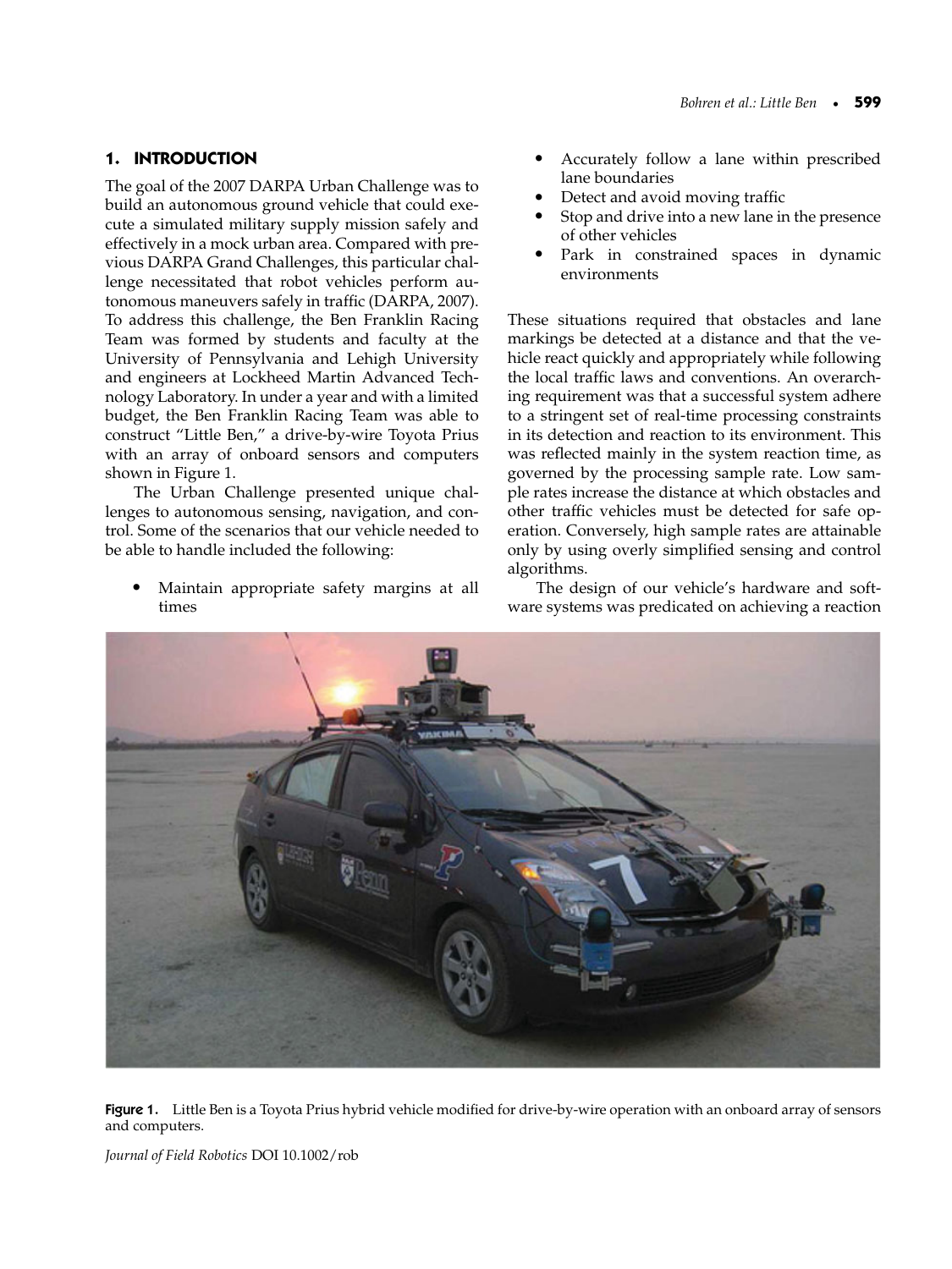## 1. INTRODUCTION

The goal of the 2007 DARPA Urban Challenge was to build an autonomous ground vehicle that could execute a simulated military supply mission safely and effectively in a mock urban area. Compared with previous DARPA Grand Challenges, this particular challenge necessitated that robot vehicles perform autonomous maneuvers safely in traffic (DARPA, 2007). To address this challenge, the Ben Franklin Racing Team was formed by students and faculty at the University of Pennsylvania and Lehigh University and engineers at Lockheed Martin Advanced Technology Laboratory. In under a year and with a limited budget, the Ben Franklin Racing Team was able to construct "Little Ben," a drive-by-wire Toyota Prius with an array of onboard sensors and computers shown in Figure 1.

The Urban Challenge presented unique challenges to autonomous sensing, navigation, and control. Some of the scenarios that our vehicle needed to be able to handle included the following:

- Maintain appropriate safety margins at all times
- Accurately follow a lane within prescribed lane boundaries
- Detect and avoid moving traffic
- Stop and drive into a new lane in the presence of other vehicles
- Park in constrained spaces in dynamic environments

These situations required that obstacles and lane markings be detected at a distance and that the vehicle react quickly and appropriately while following the local traffic laws and conventions. An overarching requirement was that a successful system adhere to a stringent set of real-time processing constraints in its detection and reaction to its environment. This was reflected mainly in the system reaction time, as governed by the processing sample rate. Low sample rates increase the distance at which obstacles and other traffic vehicles must be detected for safe operation. Conversely, high sample rates are attainable only by using overly simplified sensing and control algorithms.

The design of our vehicle's hardware and software systems was predicated on achieving a reaction

Figure 1. Little Ben is a Toyota Prius hybrid vehicle modified for drive-by-wire operation with an onboard array of sensors and computers.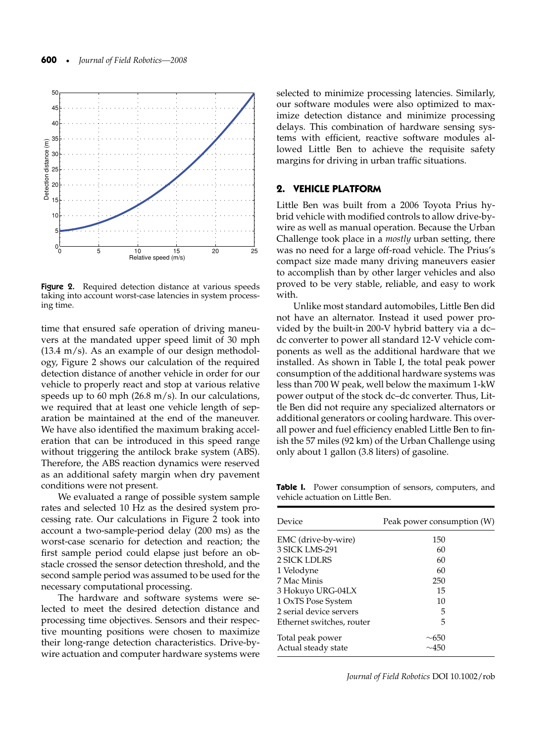Figure 2. Required detection distance at various speeds taking into account worst-case latencies in system processing time.

time that ensured safe operation of driving maneuvers at the mandated upper speed limit of 30 mph (13.4 m/s). As an example of our design methodology, Figure 2 shows our calculation of the required detection distance of another vehicle in order for our vehicle to properly react and stop at various relative speeds up to 60 mph (26.8 m/s). In our calculations, we required that at least one vehicle length of separation be maintained at the end of the maneuver. We have also identified the maximum braking acceleration that can be introduced in this speed range without triggering the antilock brake system (ABS). Therefore, the ABS reaction dynamics were reserved as an additional safety margin when dry pavement conditions were not present.

We evaluated a range of possible system sample rates and selected 10 Hz as the desired system processing rate. Our calculations in Figure 2 took into account a two-sample-period delay (200 ms) as the worst-case scenario for detection and reaction; the first sample period could elapse just before an obstacle crossed the sensor detection threshold, and the second sample period was assumed to be used for the necessary computational processing.

The hardware and software systems were selected to meet the desired detection distance and processing time objectives. Sensors and their respective mounting positions were chosen to maximize their long-range detection characteristics. Drive-by-wire actuation and computer hardware systems were selected to minimize processing latencies. Similarly, our software modules were also optimized to maximize detection distance and minimize processing delays. This combination of hardware sensing systems with efficient, reactive software modules allowed Little Ben to achieve the requisite safety margins for driving in urban traffic situations.

## 2. VEHICLE PLATFORM

Little Ben was built from a 2006 Toyota Prius hybrid vehicle with modified controls to allow drive-by-wire as well as manual operation. Because the Urban Challenge took place in a *mostly* urban setting, there was no need for a large off-road vehicle. The Prius's compact size made many driving maneuvers easier to accomplish than by other larger vehicles and also proved to be very stable, reliable, and easy to work with.

Unlike most standard automobiles, Little Ben did not have an alternator. Instead it used power provided by the built-in 200-V hybrid battery via a dc–dc converter to power all standard 12-V vehicle components as well as the additional hardware that we installed. As shown in Table I, the total peak power consumption of the additional hardware systems was less than 700 W peak, well below the maximum 1-kW power output of the stock dc–dc converter. Thus, Little Ben did not require any specialized alternators or additional generators or cooling hardware. This overall power and fuel efficiency enabled Little Ben to finish the 57 miles (92 km) of the Urban Challenge using only about 1 gallon (3.8 liters) of gasoline.

**Table I.** Power consumption of sensors, computers, and vehicle actuation on Little Ben.

| Device | Peak power consumption (W) |
| --- | --- |
| EMC (drive-by-wire) | 150 |
| 3 SICK LMS-291 | 60 |
| 2 SICK LDLRS | 60 |
| 1 Velodyne | 60 |
| 7 Mac Minis | 250 |
| 3 Hokuyo URG-04LX | 15 |
| 1 OxTS Pose System | 10 |
| 2 serial device servers | 5 |
| Ethernet switches, router | 5 |
| Total peak power | ~650 |
| Actual steady state | ~450 |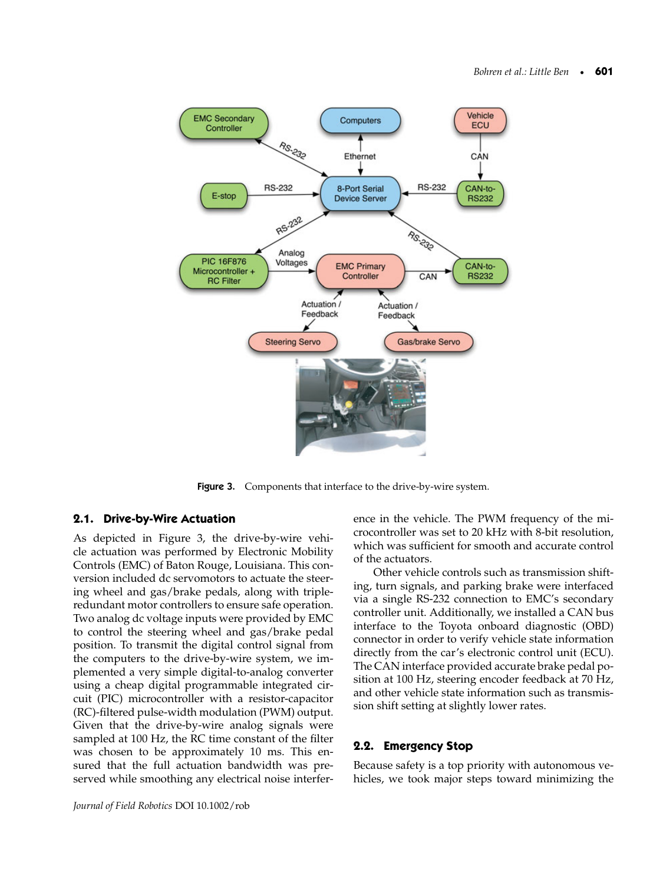Figure 3. Components that interface to the drive-by-wire system.

## 2.1. Drive-by-Wire Actuation

As depicted in Figure 3, the drive-by-wire vehicle actuation was performed by Electronic Mobility Controls (EMC) of Baton Rouge, Louisiana. This conversion included dc servomotors to actuate the steering wheel and gas/brake pedals, along with triple-redundant motor controllers to ensure safe operation. Two analog dc voltage inputs were provided by EMC to control the steering wheel and gas/brake pedal position. To transmit the digital control signal from the computers to the drive-by-wire system, we implemented a very simple digital-to-analog converter using a cheap digital programmable integrated circuit (PIC) microcontroller with a resistor-capacitor (RC)-filtered pulse-width modulation (PWM) output. Given that the drive-by-wire analog signals were sampled at 100 Hz, the RC time constant of the filter was chosen to be approximately 10 ms. This ensured that the full actuation bandwidth was preserved while smoothing any electrical noise interference in the vehicle. The PWM frequency of the microcontroller was set to 20 kHz with 8-bit resolution, which was sufficient for smooth and accurate control of the actuators.

Other vehicle controls such as transmission shifting, turn signals, and parking brake were interfaced via a single RS-232 connection to EMC's secondary controller unit. Additionally, we installed a CAN bus interface to the Toyota onboard diagnostic (OBD) connector in order to verify vehicle state information directly from the car's electronic control unit (ECU). The CAN interface provided accurate brake pedal position at 100 Hz, steering encoder feedback at 70 Hz, and other vehicle state information such as transmission shift setting at slightly lower rates.

## 2.2. Emergency Stop

Because safety is a top priority with autonomous vehicles, we took major steps toward minimizing the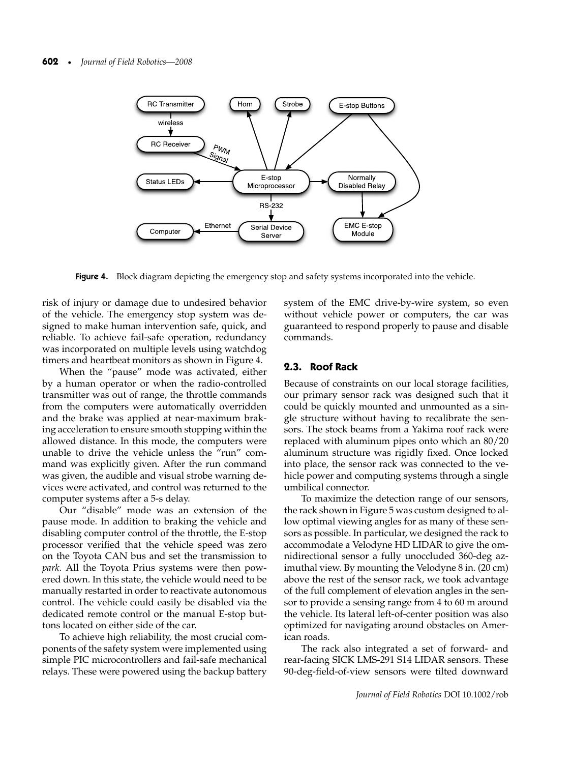RC Transmitter

wireless

RC Receiver

PWM Signal

Horn

Strobe

E-stop Buttons

Status LEDs

E-stop Microprocessor

Normally Disabled Relay

RS-232

Computer

Ethernet

Serial Device Server

EMC E-stop Module

**Figure 4.** Block diagram depicting the emergency stop and safety systems incorporated into the vehicle.

risk of injury or damage due to undesired behavior of the vehicle. The emergency stop system was designed to make human intervention safe, quick, and reliable. To achieve fail-safe operation, redundancy was incorporated on multiple levels using watchdog timers and heartbeat monitors as shown in Figure 4.

When the "pause" mode was activated, either by a human operator or when the radio-controlled transmitter was out of range, the throttle commands from the computers were automatically overridden and the brake was applied at near-maximum braking acceleration to ensure smooth stopping within the allowed distance. In this mode, the computers were unable to drive the vehicle unless the "run" command was explicitly given. After the run command was given, the audible and visual strobe warning devices were activated, and control was returned to the computer systems after a 5-s delay.

Our "disable" mode was an extension of the pause mode. In addition to braking the vehicle and disabling computer control of the throttle, the E-stop processor verified that the vehicle speed was zero on the Toyota CAN bus and set the transmission to *park*. All the Toyota Prius systems were then powered down. In this state, the vehicle would need to be manually restarted in order to reactivate autonomous control. The vehicle could easily be disabled via the dedicated remote control or the manual E-stop buttons located on either side of the car.

To achieve high reliability, the most crucial components of the safety system were implemented using simple PIC microcontrollers and fail-safe mechanical relays. These were powered using the backup battery system of the EMC drive-by-wire system, so even without vehicle power or computers, the car was guaranteed to respond properly to pause and disable commands.

## 2.3. Roof Rack

Because of constraints on our local storage facilities, our primary sensor rack was designed such that it could be quickly mounted and unmounted as a single structure without having to recalibrate the sensors. The stock beams from a Yakima roof rack were replaced with aluminum pipes onto which an 80/20 aluminum structure was rigidly fixed. Once locked into place, the sensor rack was connected to the vehicle power and computing systems through a single umbilical connector.

To maximize the detection range of our sensors, the rack shown in Figure 5 was custom designed to allow optimal viewing angles for as many of these sensors as possible. In particular, we designed the rack to accommodate a Velodyne HD LIDAR to give the omnidirectional sensor a fully unoccluded 360-deg azimuthal view. By mounting the Velodyne 8 in. (20 cm) above the rest of the sensor rack, we took advantage of the full complement of elevation angles in the sensor to provide a sensing range from 4 to 60 m around the vehicle. Its lateral left-of-center position was also optimized for navigating around obstacles on American roads.

The rack also integrated a set of forward- and rear-facing SICK LMS-291 S14 LIDAR sensors. These 90-deg-field-of-view sensors were tilted downward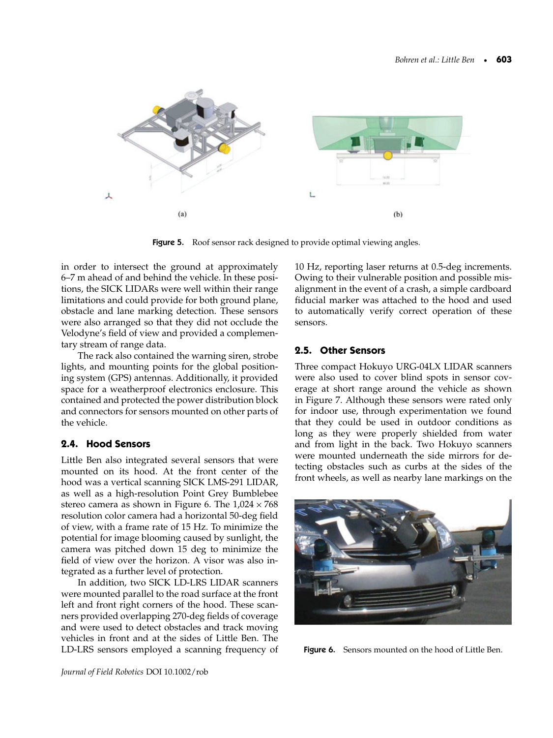Figure 5. Roof sensor rack designed to provide optimal viewing angles.

in order to intersect the ground at approximately 6–7 m ahead of and behind the vehicle. In these positions, the SICK LIDARs were well within their range limitations and could provide for both ground plane, obstacle and lane marking detection. These sensors were also arranged so that they did not occlude the Velodyne's field of view and provided a complementary stream of range data.

The rack also contained the warning siren, strobe lights, and mounting points for the global positioning system (GPS) antennas. Additionally, it provided space for a weatherproof electronics enclosure. This contained and protected the power distribution block and connectors for sensors mounted on other parts of the vehicle.

### 2.4. Hood Sensors

Little Ben also integrated several sensors that were mounted on its hood. At the front center of the hood was a vertical scanning SICK LMS-291 LIDAR, as well as a high-resolution Point Grey Bumblebee stereo camera as shown in Figure 6. The $1{,}024 \times 768$ resolution color camera had a horizontal 50-deg field of view, with a frame rate of 15 Hz. To minimize the potential for image blooming caused by sunlight, the camera was pitched down 15 deg to minimize the field of view over the horizon. A visor was also integrated as a further level of protection.

In addition, two SICK LD-LRS LIDAR scanners were mounted parallel to the road surface at the front left and front right corners of the hood. These scanners provided overlapping 270-deg fields of coverage and were used to detect obstacles and track moving vehicles in front and at the sides of Little Ben. The LD-LRS sensors employed a scanning frequency of 10 Hz, reporting laser returns at 0.5-deg increments. Owing to their vulnerable position and possible misalignment in the event of a crash, a simple cardboard fiducial marker was attached to the hood and used to automatically verify correct operation of these sensors.

### 2.5. Other Sensors

Three compact Hokuyo URG-04LX LIDAR scanners were also used to cover blind spots in sensor coverage at short range around the vehicle as shown in Figure 7. Although these sensors were rated only for indoor use, through experimentation we found that they could be used in outdoor conditions as long as they were properly shielded from water and from light in the back. Two Hokuyo scanners were mounted underneath the side mirrors for detecting obstacles such as curbs at the sides of the front wheels, as well as nearby lane markings on the

Figure 6. Sensors mounted on the hood of Little Ben.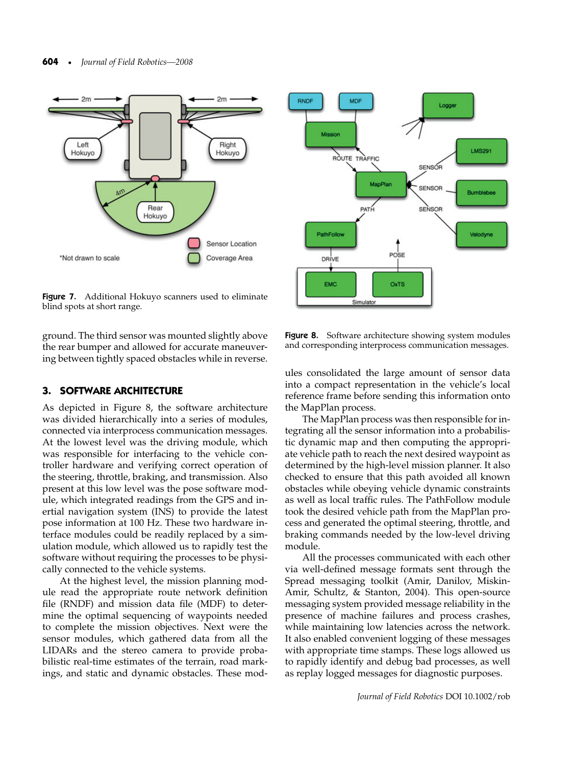Figure 7. Additional Hokuyo scanners used to eliminate blind spots at short range.

Figure 8. Software architecture showing system modules and corresponding interprocess communication messages.

ground. The third sensor was mounted slightly above the rear bumper and allowed for accurate maneuvering between tightly spaced obstacles while in reverse.

## 3. SOFTWARE ARCHITECTURE

As depicted in Figure 8, the software architecture was divided hierarchically into a series of modules, connected via interprocess communication messages. At the lowest level was the driving module, which was responsible for interfacing to the vehicle controller hardware and verifying correct operation of the steering, throttle, braking, and transmission. Also present at this low level was the pose software module, which integrated readings from the GPS and inertial navigation system (INS) to provide the latest pose information at 100 Hz. These two hardware interface modules could be readily replaced by a simulation module, which allowed us to rapidly test the software without requiring the processes to be physically connected to the vehicle systems.

At the highest level, the mission planning module read the appropriate route network definition file (RNDF) and mission data file (MDF) to determine the optimal sequencing of waypoints needed to complete the mission objectives. Next were the sensor modules, which gathered data from all the LIDARs and the stereo camera to provide probabilistic real-time estimates of the terrain, road markings, and static and dynamic obstacles. These modules consolidated the large amount of sensor data into a compact representation in the vehicle's local reference frame before sending this information onto the MapPlan process.

The MapPlan process was then responsible for integrating all the sensor information into a probabilistic dynamic map and then computing the appropriate vehicle path to reach the next desired waypoint as determined by the high-level mission planner. It also checked to ensure that this path avoided all known obstacles while obeying vehicle dynamic constraints as well as local traffic rules. The PathFollow module took the desired vehicle path from the MapPlan process and generated the optimal steering, throttle, and braking commands needed by the low-level driving module.

All the processes communicated with each other via well-defined message formats sent through the Spread messaging toolkit (Amir, Danilov, Miskin-Amir, Schultz, & Stanton, 2004). This open-source messaging system provided message reliability in the presence of machine failures and process crashes, while maintaining low latencies across the network. It also enabled convenient logging of these messages with appropriate time stamps. These logs allowed us to rapidly identify and debug bad processes, as well as replay logged messages for diagnostic purposes.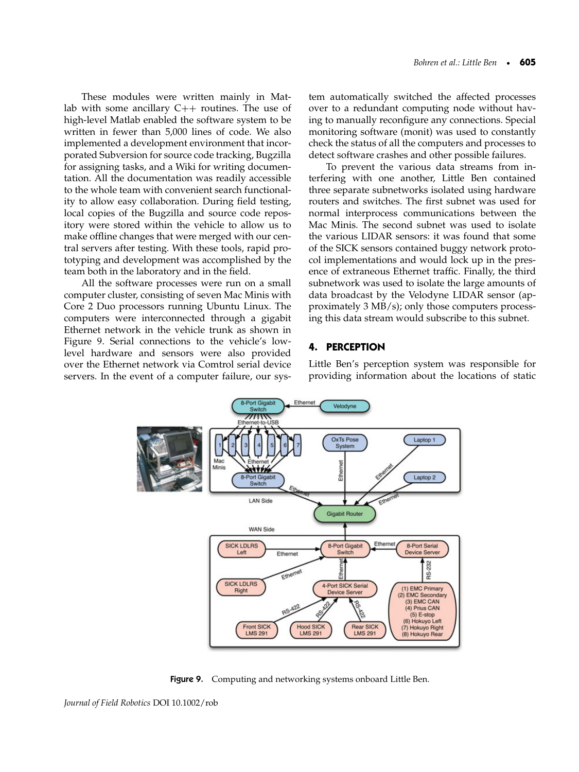These modules were written mainly in Matlab with some ancillary C++ routines. The use of high-level Matlab enabled the software system to be written in fewer than 5,000 lines of code. We also implemented a development environment that incorporated Subversion for source code tracking, Bugzilla for assigning tasks, and a Wiki for writing documentation. All the documentation was readily accessible to the whole team with convenient search functionality to allow easy collaboration. During field testing, local copies of the Bugzilla and source code repository were stored within the vehicle to allow us to make offline changes that were merged with our central servers after testing. With these tools, rapid prototyping and development was accomplished by the team both in the laboratory and in the field.

All the software processes were run on a small computer cluster, consisting of seven Mac Minis with Core 2 Duo processors running Ubuntu Linux. The computers were interconnected through a gigabit Ethernet network in the vehicle trunk as shown in Figure 9. Serial connections to the vehicle's low-level hardware and sensors were also provided over the Ethernet network via Comtrol serial device servers. In the event of a computer failure, our system automatically switched the affected processes over to a redundant computing node without having to manually reconfigure any connections. Special monitoring software (monit) was used to constantly check the status of all the computers and processes to detect software crashes and other possible failures.

To prevent the various data streams from interfering with one another, Little Ben contained three separate subnetworks isolated using hardware routers and switches. The first subnet was used for normal interprocess communications between the Mac Minis. The second subnet was used to isolate the various LIDAR sensors: it was found that some of the SICK sensors contained buggy network protocol implementations and would lock up in the presence of extraneous Ethernet traffic. Finally, the third subnetwork was used to isolate the large amounts of data broadcast by the Velodyne LIDAR sensor (approximately 3 MB/s); only those computers processing this data stream would subscribe to this subnet.

## 4. PERCEPTION

Little Ben's perception system was responsible for providing information about the locations of static

**Figure 9.** Computing and networking systems onboard Little Ben.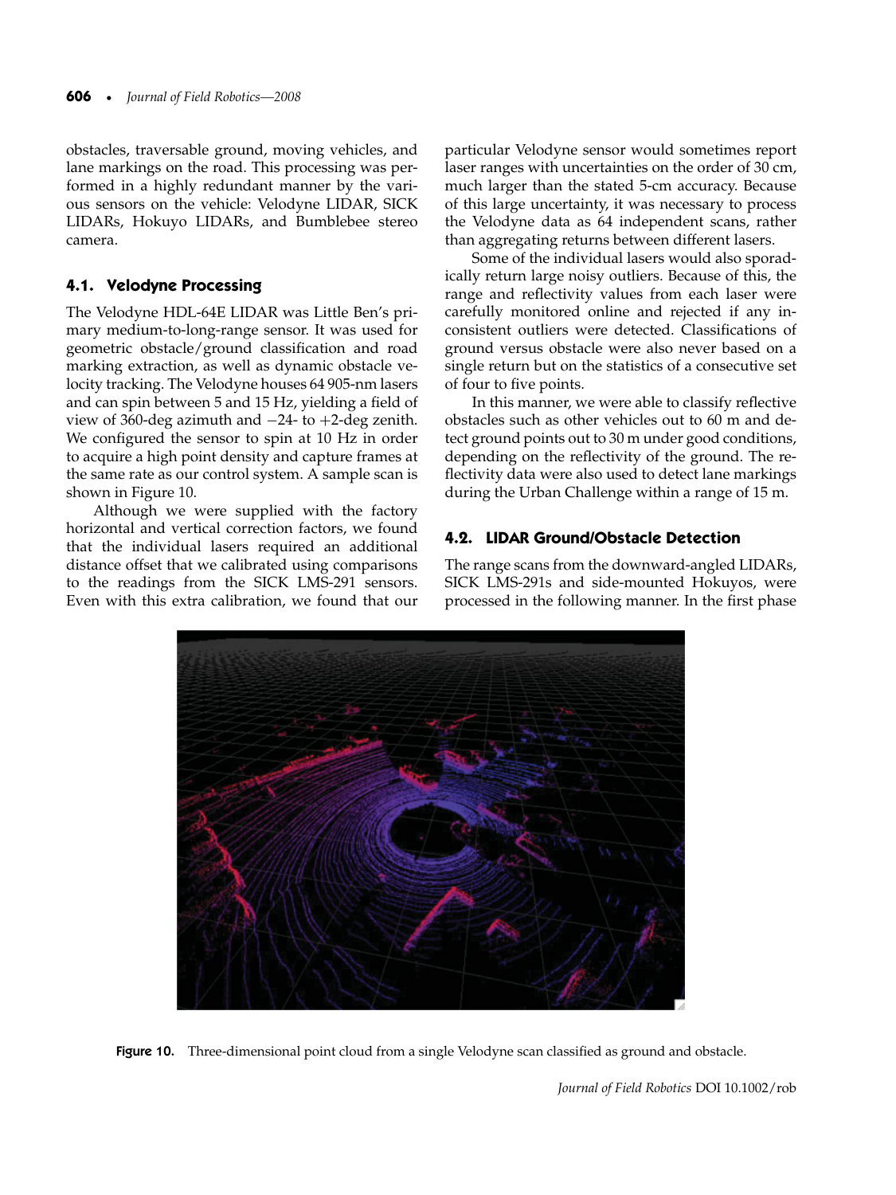obstacles, traversable ground, moving vehicles, and lane markings on the road. This processing was performed in a highly redundant manner by the various sensors on the vehicle: Velodyne LIDAR, SICK LIDARs, Hokuyo LIDARs, and Bumblebee stereo camera.

### 4.1. Velodyne Processing

The Velodyne HDL-64E LIDAR was Little Ben's primary medium-to-long-range sensor. It was used for geometric obstacle/ground classification and road marking extraction, as well as dynamic obstacle velocity tracking. The Velodyne houses 64 905-nm lasers and can spin between 5 and 15 Hz, yielding a field of view of 360-deg azimuth and −24- to +2-deg zenith. We configured the sensor to spin at 10 Hz in order to acquire a high point density and capture frames at the same rate as our control system. A sample scan is shown in Figure 10.

Although we were supplied with the factory horizontal and vertical correction factors, we found that the individual lasers required an additional distance offset that we calibrated using comparisons to the readings from the SICK LMS-291 sensors. Even with this extra calibration, we found that our particular Velodyne sensor would sometimes report laser ranges with uncertainties on the order of 30 cm, much larger than the stated 5-cm accuracy. Because of this large uncertainty, it was necessary to process the Velodyne data as 64 independent scans, rather than aggregating returns between different lasers.

Some of the individual lasers would also sporadically return large noisy outliers. Because of this, the range and reflectivity values from each laser were carefully monitored online and rejected if any inconsistent outliers were detected. Classifications of ground versus obstacle were also never based on a single return but on the statistics of a consecutive set of four to five points.

In this manner, we were able to classify reflective obstacles such as other vehicles out to 60 m and detect ground points out to 30 m under good conditions, depending on the reflectivity of the ground. The reflectivity data were also used to detect lane markings during the Urban Challenge within a range of 15 m.

### 4.2. LIDAR Ground/Obstacle Detection

The range scans from the downward-angled LIDARs, SICK LMS-291s and side-mounted Hokuyos, were processed in the following manner. In the first phase

**Figure 10.** Three-dimensional point cloud from a single Velodyne scan classified as ground and obstacle.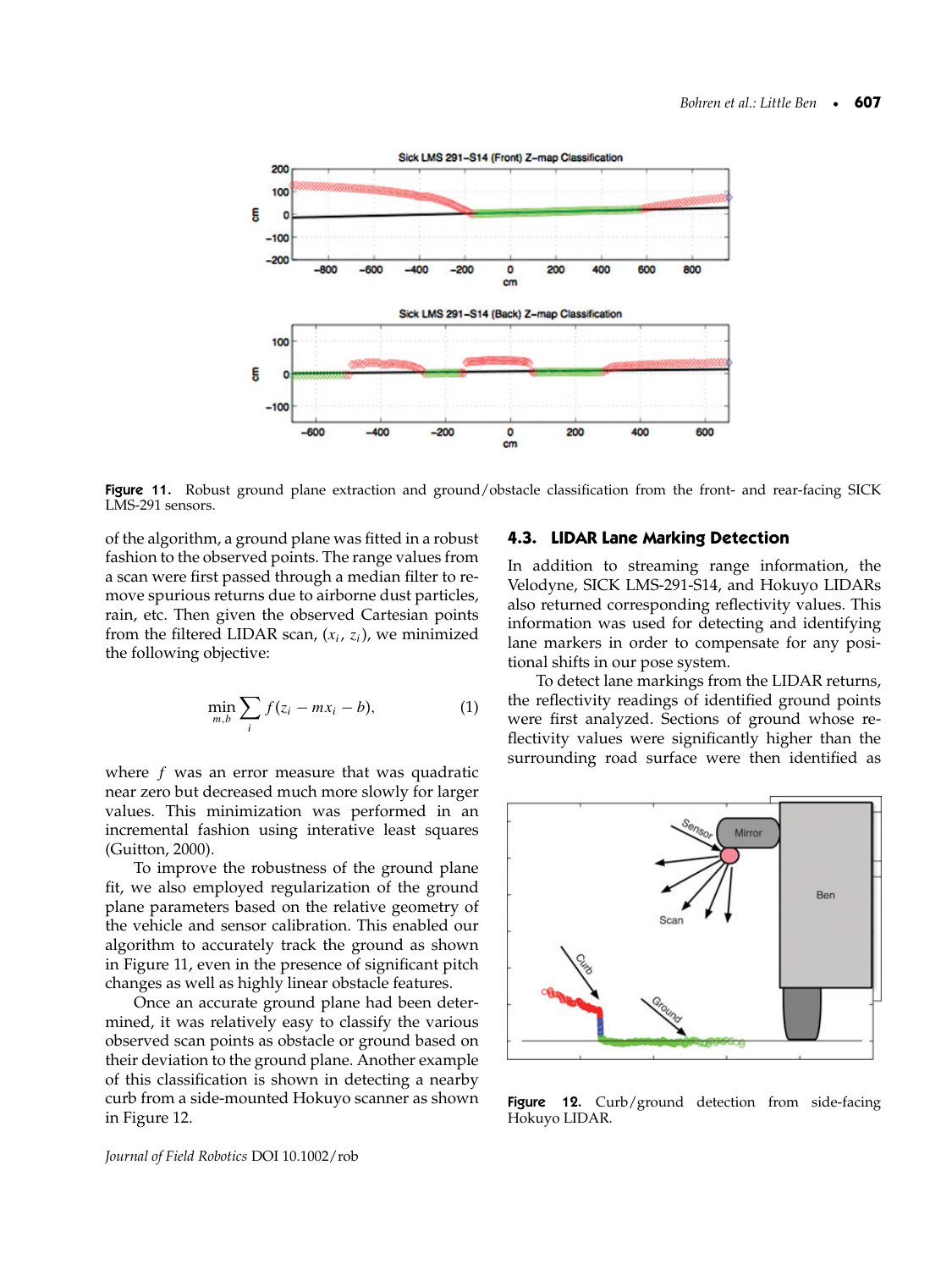Figure 11. Robust ground plane extraction and ground/obstacle classification from the front- and rear-facing SICK LMS-291 sensors.

of the algorithm, a ground plane was fitted in a robust fashion to the observed points. The range values from a scan were first passed through a median filter to remove spurious returns due to airborne dust particles, rain, etc. Then given the observed Cartesian points from the filtered LIDAR scan, $(x_i, z_i)$, we minimized the following objective:

$$\min_{m,b} \sum_i f(z_i - mx_i - b), \tag{1}$$

where $f$ was an error measure that was quadratic near zero but decreased much more slowly for larger values. This minimization was performed in an incremental fashion using interative least squares (Guitton, 2000).

To improve the robustness of the ground plane fit, we also employed regularization of the ground plane parameters based on the relative geometry of the vehicle and sensor calibration. This enabled our algorithm to accurately track the ground as shown in Figure 11, even in the presence of significant pitch changes as well as highly linear obstacle features.

Once an accurate ground plane had been determined, it was relatively easy to classify the various observed scan points as obstacle or ground based on their deviation to the ground plane. Another example of this classification is shown in detecting a nearby curb from a side-mounted Hokuyo scanner as shown in Figure 12.

## 4.3. LIDAR Lane Marking Detection

In addition to streaming range information, the Velodyne, SICK LMS-291-S14, and Hokuyo LIDARs also returned corresponding reflectivity values. This information was used for detecting and identifying lane markers in order to compensate for any positional shifts in our pose system.

To detect lane markings from the LIDAR returns, the reflectivity readings of identified ground points were first analyzed. Sections of ground whose reflectivity values were significantly higher than the surrounding road surface were then identified as

Figure 12. Curb/ground detection from side-facing Hokuyo LIDAR.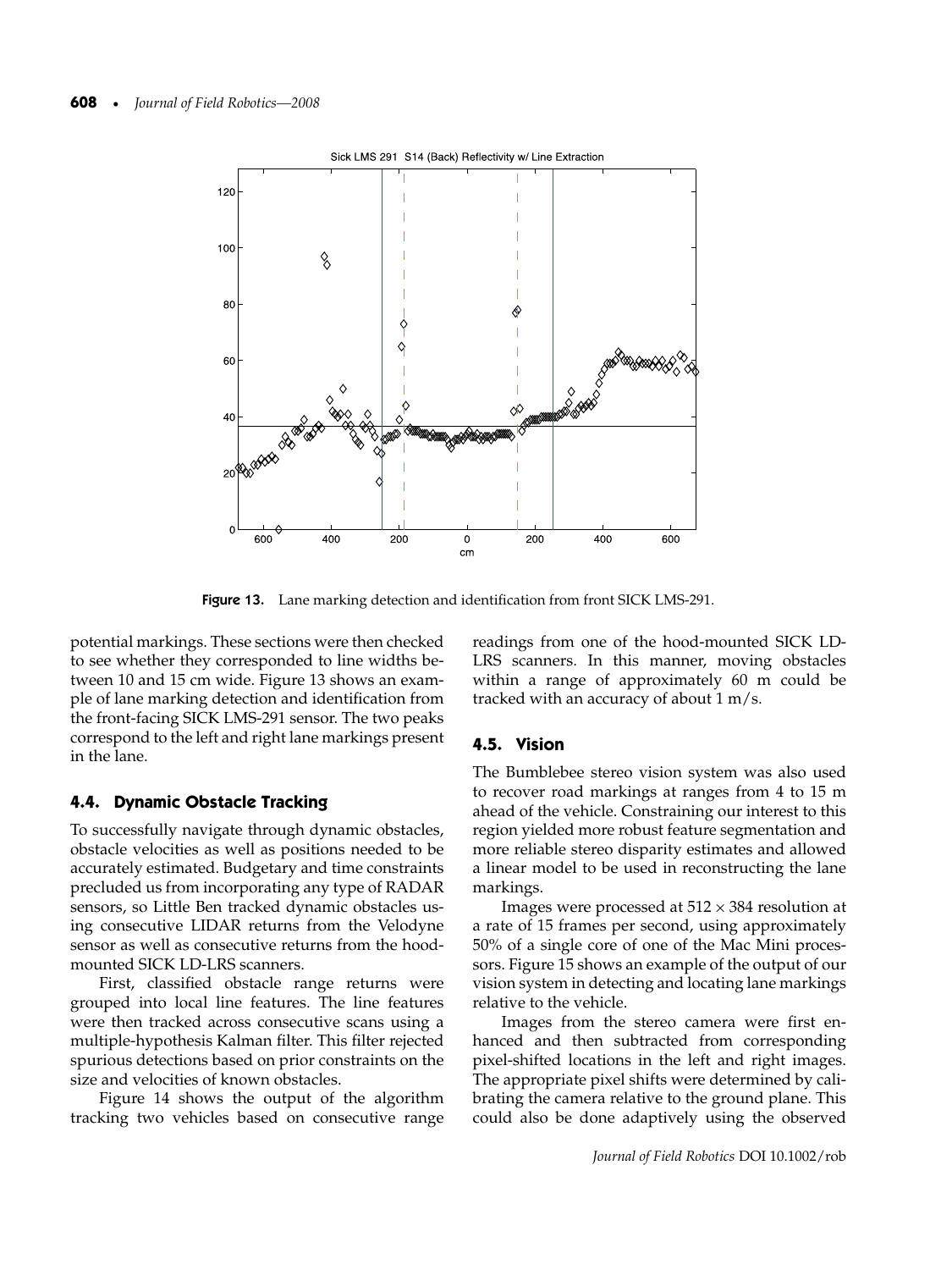Figure 13. Lane marking detection and identification from front SICK LMS-291.

potential markings. These sections were then checked to see whether they corresponded to line widths between 10 and 15 cm wide. Figure 13 shows an example of lane marking detection and identification from the front-facing SICK LMS-291 sensor. The two peaks correspond to the left and right lane markings present in the lane.

### 4.4. Dynamic Obstacle Tracking

To successfully navigate through dynamic obstacles, obstacle velocities as well as positions needed to be accurately estimated. Budgetary and time constraints precluded us from incorporating any type of RADAR sensors, so Little Ben tracked dynamic obstacles using consecutive LIDAR returns from the Velodyne sensor as well as consecutive returns from the hood-mounted SICK LD-LRS scanners.

First, classified obstacle range returns were grouped into local line features. The line features were then tracked across consecutive scans using a multiple-hypothesis Kalman filter. This filter rejected spurious detections based on prior constraints on the size and velocities of known obstacles.

Figure 14 shows the output of the algorithm tracking two vehicles based on consecutive range readings from one of the hood-mounted SICK LD-LRS scanners. In this manner, moving obstacles within a range of approximately 60 m could be tracked with an accuracy of about 1 m/s.

### 4.5. Vision

The Bumblebee stereo vision system was also used to recover road markings at ranges from 4 to 15 m ahead of the vehicle. Constraining our interest to this region yielded more robust feature segmentation and more reliable stereo disparity estimates and allowed a linear model to be used in reconstructing the lane markings.

Images were processed at $512 \times 384$ resolution at a rate of 15 frames per second, using approximately 50% of a single core of one of the Mac Mini processors. Figure 15 shows an example of the output of our vision system in detecting and locating lane markings relative to the vehicle.

Images from the stereo camera were first enhanced and then subtracted from corresponding pixel-shifted locations in the left and right images. The appropriate pixel shifts were determined by calibrating the camera relative to the ground plane. This could also be done adaptively using the observed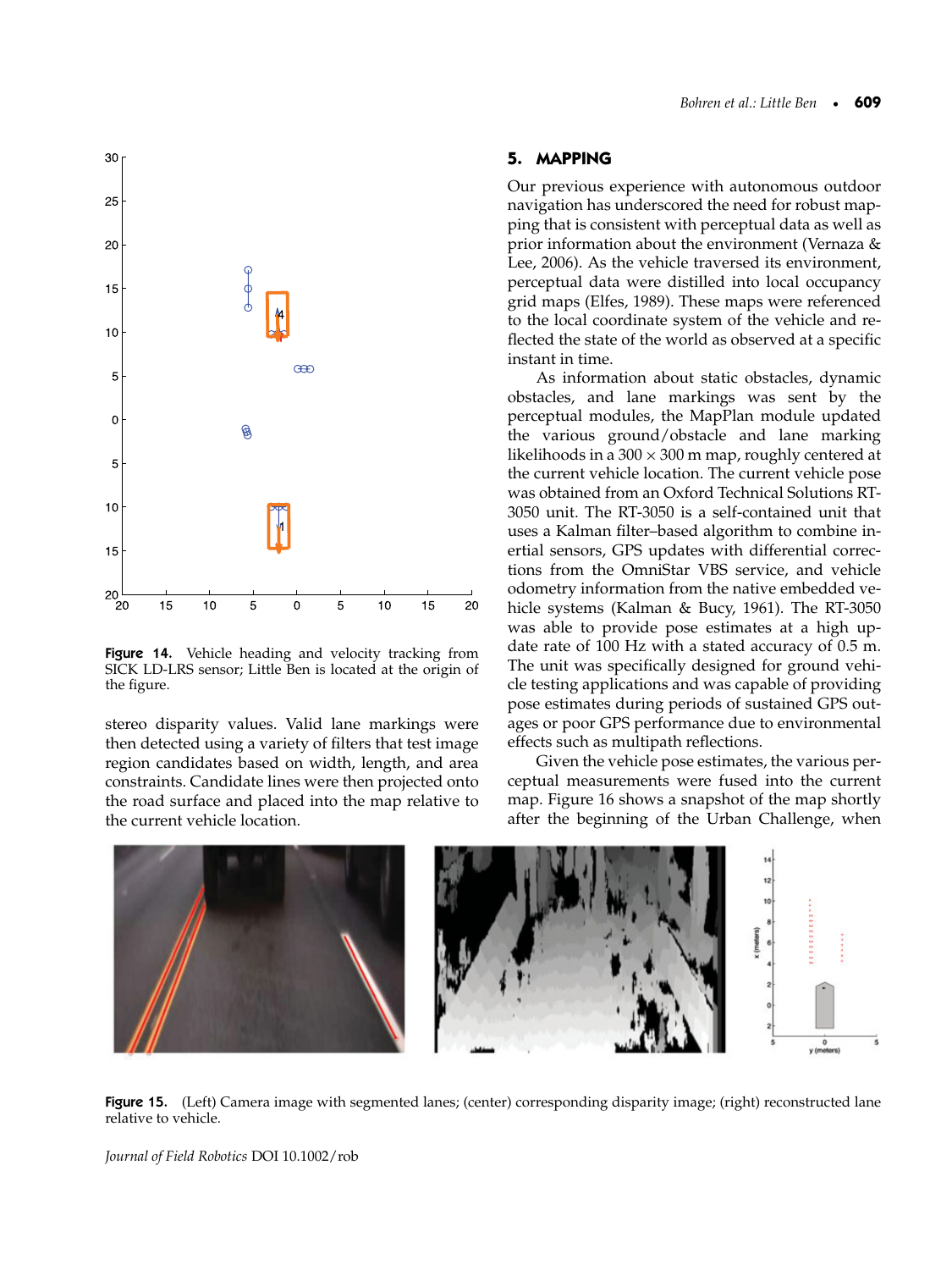Figure 14. Vehicle heading and velocity tracking from SICK LD-LRS sensor; Little Ben is located at the origin of the figure.

stereo disparity values. Valid lane markings were then detected using a variety of filters that test image region candidates based on width, length, and area constraints. Candidate lines were then projected onto the road surface and placed into the map relative to the current vehicle location.

## 5. MAPPING

Our previous experience with autonomous outdoor navigation has underscored the need for robust mapping that is consistent with perceptual data as well as prior information about the environment (Vernaza & Lee, 2006). As the vehicle traversed its environment, perceptual data were distilled into local occupancy grid maps (Elfes, 1989). These maps were referenced to the local coordinate system of the vehicle and reflected the state of the world as observed at a specific instant in time.

As information about static obstacles, dynamic obstacles, and lane markings was sent by the perceptual modules, the MapPlan module updated the various ground/obstacle and lane marking likelihoods in a $300 \times 300$ m map, roughly centered at the current vehicle location. The current vehicle pose was obtained from an Oxford Technical Solutions RT-3050 unit. The RT-3050 is a self-contained unit that uses a Kalman filter–based algorithm to combine inertial sensors, GPS updates with differential corrections from the OmniStar VBS service, and vehicle odometry information from the native embedded vehicle systems (Kalman & Bucy, 1961). The RT-3050 was able to provide pose estimates at a high update rate of 100 Hz with a stated accuracy of 0.5 m. The unit was specifically designed for ground vehicle testing applications and was capable of providing pose estimates during periods of sustained GPS outages or poor GPS performance due to environmental effects such as multipath reflections.

Given the vehicle pose estimates, the various perceptual measurements were fused into the current map. Figure 16 shows a snapshot of the map shortly after the beginning of the Urban Challenge, when

Figure 15. (Left) Camera image with segmented lanes; (center) corresponding disparity image; (right) reconstructed lane relative to vehicle.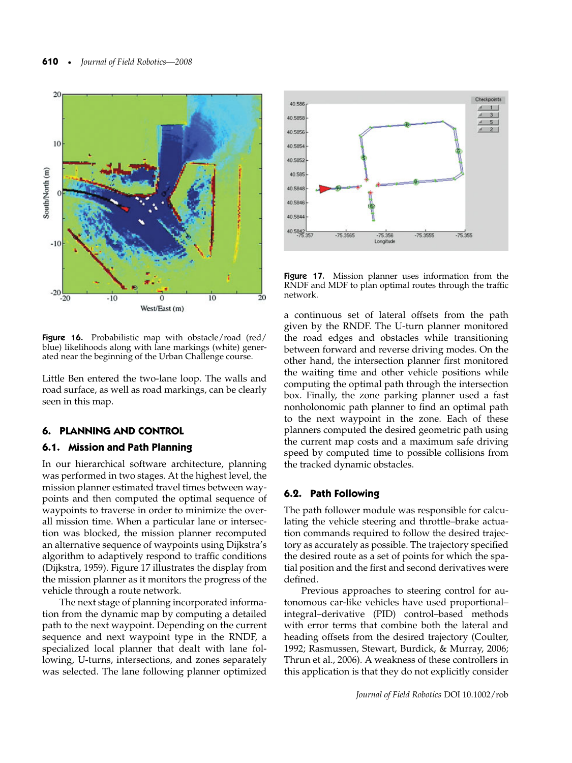20

10

0

-10

-20

-20 -10 0 10 20

South/North (m)

West/East (m)

Figure 16. Probabilistic map with obstacle/road (red/blue) likelihoods along with lane markings (white) generated near the beginning of the Urban Challenge course.

40.586

40.5858

40.5856

40.5854

40.5852

40.585

40.5848

40.5846

40.5844

40.5842

-75.357 -75.3565 -75.356 -75.3555 -75.355

Longitude

Checkpoints

1

3

5

2

Figure 17. Mission planner uses information from the RNDF and MDF to plan optimal routes through the traffic network.

Little Ben entered the two-lane loop. The walls and road surface, as well as road markings, can be clearly seen in this map.

## 6. PLANNING AND CONTROL

### 6.1. Mission and Path Planning

In our hierarchical software architecture, planning was performed in two stages. At the highest level, the mission planner estimated travel times between waypoints and then computed the optimal sequence of waypoints to traverse in order to minimize the overall mission time. When a particular lane or intersection was blocked, the mission planner recomputed an alternative sequence of waypoints using Dijkstra's algorithm to adaptively respond to traffic conditions (Dijkstra, 1959). Figure 17 illustrates the display from the mission planner as it monitors the progress of the vehicle through a route network.

The next stage of planning incorporated information from the dynamic map by computing a detailed path to the next waypoint. Depending on the current sequence and next waypoint type in the RNDF, a specialized local planner that dealt with lane following, U-turns, intersections, and zones separately was selected. The lane following planner optimized a continuous set of lateral offsets from the path given by the RNDF. The U-turn planner monitored the road edges and obstacles while transitioning between forward and reverse driving modes. On the other hand, the intersection planner first monitored the waiting time and other vehicle positions while computing the optimal path through the intersection box. Finally, the zone parking planner used a fast nonholonomic path planner to find an optimal path to the next waypoint in the zone. Each of these planners computed the desired geometric path using the current map costs and a maximum safe driving speed by computed time to possible collisions from the tracked dynamic obstacles.

### 6.2. Path Following

The path follower module was responsible for calculating the vehicle steering and throttle–brake actuation commands required to follow the desired trajectory as accurately as possible. The trajectory specified the desired route as a set of points for which the spatial position and the first and second derivatives were defined.

Previous approaches to steering control for autonomous car-like vehicles have used proportional–integral–derivative (PID) control–based methods with error terms that combine both the lateral and heading offsets from the desired trajectory (Coulter, 1992; Rasmussen, Stewart, Burdick, & Murray, 2006; Thrun et al., 2006). A weakness of these controllers in this application is that they do not explicitly consider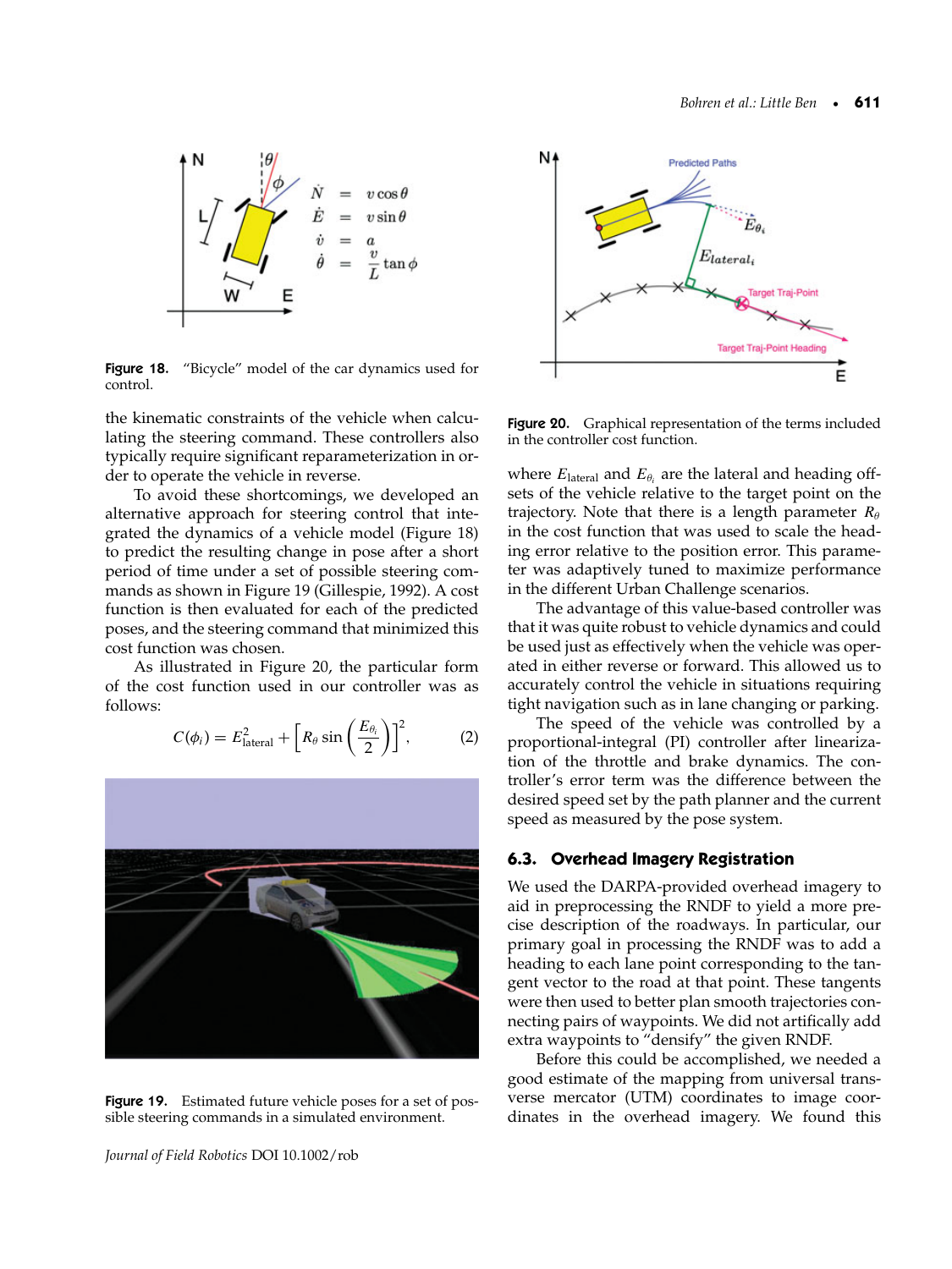Figure 18. “Bicycle” model of the car dynamics used for control.

the kinematic constraints of the vehicle when calculating the steering command. These controllers also typically require significant reparameterization in order to operate the vehicle in reverse.

To avoid these shortcomings, we developed an alternative approach for steering control that integrated the dynamics of a vehicle model (Figure 18) to predict the resulting change in pose after a short period of time under a set of possible steering commands as shown in Figure 19 (Gillespie, 1992). A cost function is then evaluated for each of the predicted poses, and the steering command that minimized this cost function was chosen.

As illustrated in Figure 20, the particular form of the cost function used in our controller was as follows:

$$C(\phi_i) = E_{\text{lateral}}^2 + \left[ R_\theta \sin\left(\frac{E_{\theta_i}}{2}\right)\right]^2, \tag{2}$$

Figure 19. Estimated future vehicle poses for a set of possible steering commands in a simulated environment.

Figure 20. Graphical representation of the terms included in the controller cost function.

where $E_{\text{lateral}}$ and $E_{\theta_i}$ are the lateral and heading offsets of the vehicle relative to the target point on the trajectory. Note that there is a length parameter $R_\theta$ in the cost function that was used to scale the heading error relative to the position error. This parameter was adaptively tuned to maximize performance in the different Urban Challenge scenarios.

The advantage of this value-based controller was that it was quite robust to vehicle dynamics and could be used just as effectively when the vehicle was operated in either reverse or forward. This allowed us to accurately control the vehicle in situations requiring tight navigation such as in lane changing or parking.

The speed of the vehicle was controlled by a proportional-integral (PI) controller after linearization of the throttle and brake dynamics. The controller's error term was the difference between the desired speed set by the path planner and the current speed as measured by the pose system.

### 6.3. Overhead Imagery Registration

We used the DARPA-provided overhead imagery to aid in preprocessing the RNDF to yield a more precise description of the roadways. In particular, our primary goal in processing the RNDF was to add a heading to each lane point corresponding to the tangent vector to the road at that point. These tangents were then used to better plan smooth trajectories connecting pairs of waypoints. We did not artifically add extra waypoints to “densify” the given RNDF.

Before this could be accomplished, we needed a good estimate of the mapping from universal transverse mercator (UTM) coordinates to image coordinates in the overhead imagery. We found this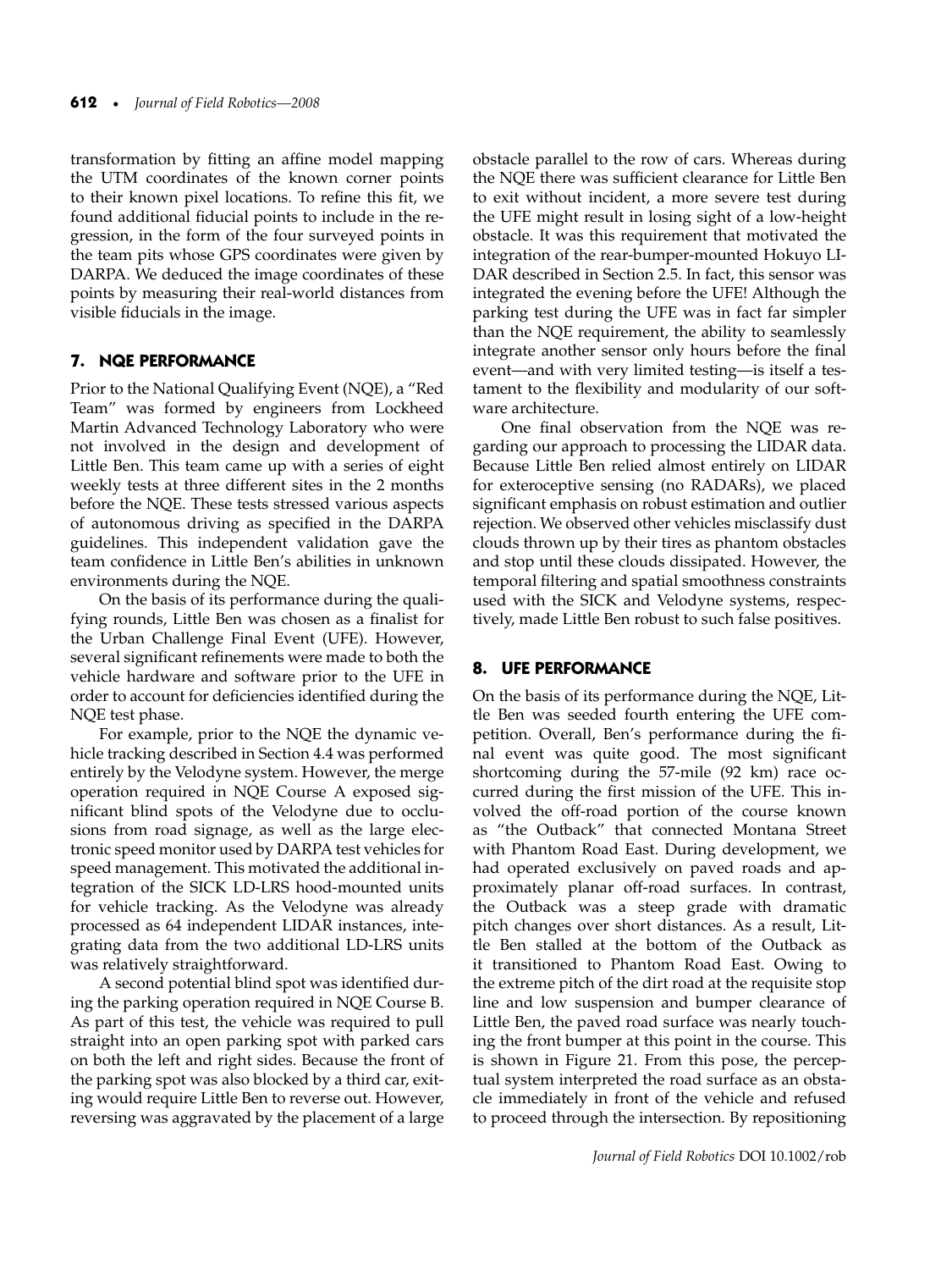transformation by fitting an affine model mapping the UTM coordinates of the known corner points to their known pixel locations. To refine this fit, we found additional fiducial points to include in the regression, in the form of the four surveyed points in the team pits whose GPS coordinates were given by DARPA. We deduced the image coordinates of these points by measuring their real-world distances from visible fiducials in the image.

## 7. NQE PERFORMANCE

Prior to the National Qualifying Event (NQE), a "Red Team" was formed by engineers from Lockheed Martin Advanced Technology Laboratory who were not involved in the design and development of Little Ben. This team came up with a series of eight weekly tests at three different sites in the 2 months before the NQE. These tests stressed various aspects of autonomous driving as specified in the DARPA guidelines. This independent validation gave the team confidence in Little Ben's abilities in unknown environments during the NQE.

On the basis of its performance during the qualifying rounds, Little Ben was chosen as a finalist for the Urban Challenge Final Event (UFE). However, several significant refinements were made to both the vehicle hardware and software prior to the UFE in order to account for deficiencies identified during the NQE test phase.

For example, prior to the NQE the dynamic vehicle tracking described in Section 4.4 was performed entirely by the Velodyne system. However, the merge operation required in NQE Course A exposed significant blind spots of the Velodyne due to occlusions from road signage, as well as the large electronic speed monitor used by DARPA test vehicles for speed management. This motivated the additional integration of the SICK LD-LRS hood-mounted units for vehicle tracking. As the Velodyne was already processed as 64 independent LIDAR instances, integrating data from the two additional LD-LRS units was relatively straightforward.

A second potential blind spot was identified during the parking operation required in NQE Course B. As part of this test, the vehicle was required to pull straight into an open parking spot with parked cars on both the left and right sides. Because the front of the parking spot was also blocked by a third car, exiting would require Little Ben to reverse out. However, reversing was aggravated by the placement of a large obstacle parallel to the row of cars. Whereas during the NQE there was sufficient clearance for Little Ben to exit without incident, a more severe test during the UFE might result in losing sight of a low-height obstacle. It was this requirement that motivated the integration of the rear-bumper-mounted Hokuyo LIDAR described in Section 2.5. In fact, this sensor was integrated the evening before the UFE! Although the parking test during the UFE was in fact far simpler than the NQE requirement, the ability to seamlessly integrate another sensor only hours before the final event—and with very limited testing—is itself a testament to the flexibility and modularity of our software architecture.

One final observation from the NQE was regarding our approach to processing the LIDAR data. Because Little Ben relied almost entirely on LIDAR for exteroceptive sensing (no RADARs), we placed significant emphasis on robust estimation and outlier rejection. We observed other vehicles misclassify dust clouds thrown up by their tires as phantom obstacles and stop until these clouds dissipated. However, the temporal filtering and spatial smoothness constraints used with the SICK and Velodyne systems, respectively, made Little Ben robust to such false positives.

## 8. UFE PERFORMANCE

On the basis of its performance during the NQE, Little Ben was seeded fourth entering the UFE competition. Overall, Ben's performance during the final event was quite good. The most significant shortcoming during the 57-mile (92 km) race occurred during the first mission of the UFE. This involved the off-road portion of the course known as "the Outback" that connected Montana Street with Phantom Road East. During development, we had operated exclusively on paved roads and approximately planar off-road surfaces. In contrast, the Outback was a steep grade with dramatic pitch changes over short distances. As a result, Little Ben stalled at the bottom of the Outback as it transitioned to Phantom Road East. Owing to the extreme pitch of the dirt road at the requisite stop line and low suspension and bumper clearance of Little Ben, the paved road surface was nearly touching the front bumper at this point in the course. This is shown in Figure 21. From this pose, the perceptual system interpreted the road surface as an obstacle immediately in front of the vehicle and refused to proceed through the intersection. By repositioning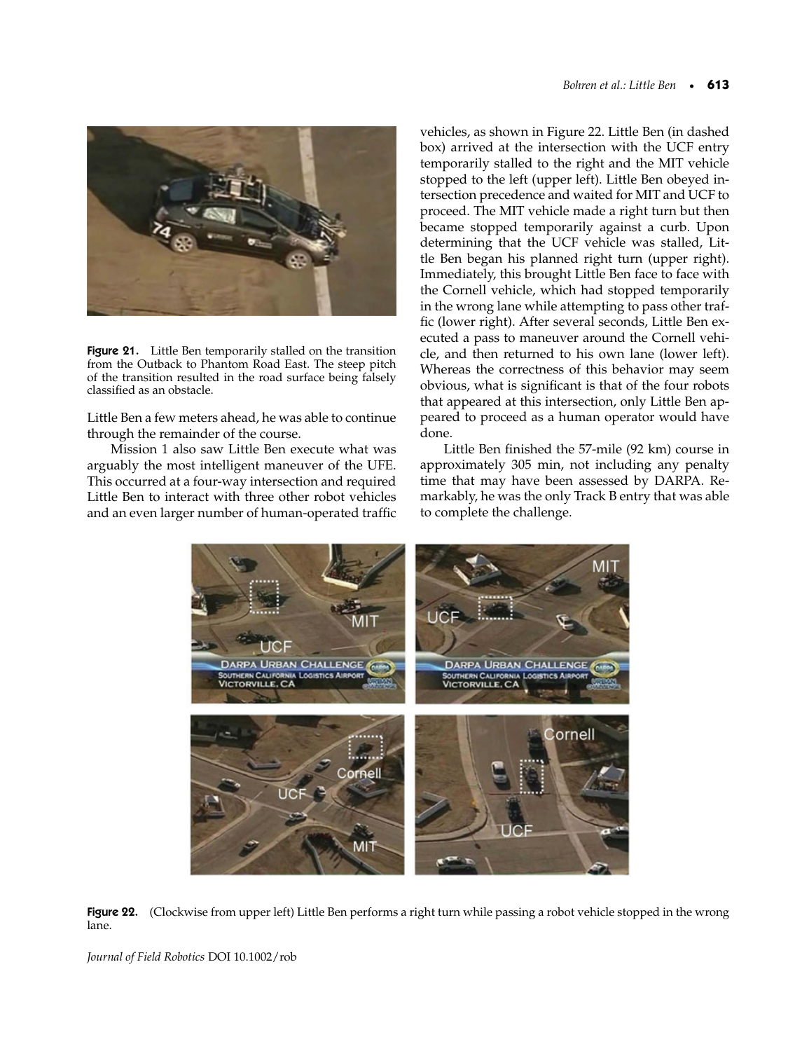Figure 21. Little Ben temporarily stalled on the transition from the Outback to Phantom Road East. The steep pitch of the transition resulted in the road surface being falsely classified as an obstacle.

Little Ben a few meters ahead, he was able to continue through the remainder of the course.

Mission 1 also saw Little Ben execute what was arguably the most intelligent maneuver of the UFE. This occurred at a four-way intersection and required Little Ben to interact with three other robot vehicles and an even larger number of human-operated traffic vehicles, as shown in Figure 22. Little Ben (in dashed box) arrived at the intersection with the UCF entry temporarily stalled to the right and the MIT vehicle stopped to the left (upper left). Little Ben obeyed intersection precedence and waited for MIT and UCF to proceed. The MIT vehicle made a right turn but then became stopped temporarily against a curb. Upon determining that the UCF vehicle was stalled, Little Ben began his planned right turn (upper right). Immediately, this brought Little Ben face to face with the Cornell vehicle, which had stopped temporarily in the wrong lane while attempting to pass other traffic (lower right). After several seconds, Little Ben executed a pass to maneuver around the Cornell vehicle, and then returned to his own lane (lower left). Whereas the correctness of this behavior may seem obvious, what is significant is that of the four robots that appeared at this intersection, only Little Ben appeared to proceed as a human operator would have done.

Little Ben finished the 57-mile (92 km) course in approximately 305 min, not including any penalty time that may have been assessed by DARPA. Remarkably, he was the only Track B entry that was able to complete the challenge.

Figure 22. (Clockwise from upper left) Little Ben performs a right turn while passing a robot vehicle stopped in the wrong lane.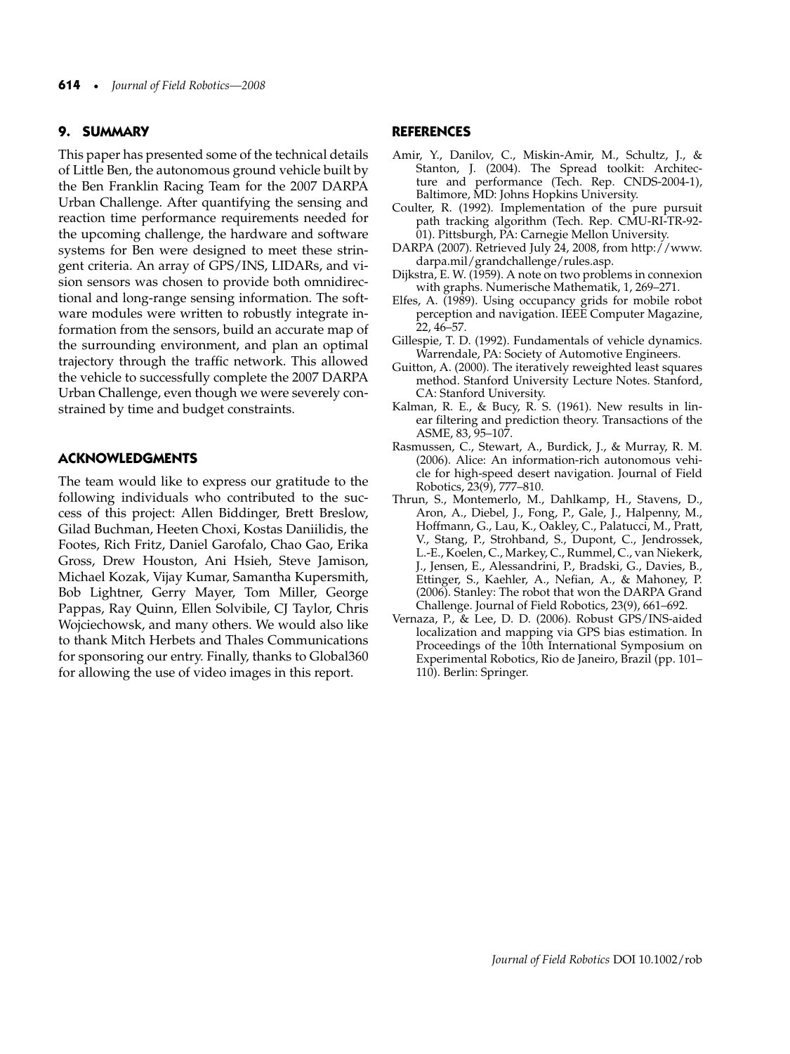## 9. SUMMARY

This paper has presented some of the technical details of Little Ben, the autonomous ground vehicle built by the Ben Franklin Racing Team for the 2007 DARPA Urban Challenge. After quantifying the sensing and reaction time performance requirements needed for the upcoming challenge, the hardware and software systems for Ben were designed to meet these stringent criteria. An array of GPS/INS, LIDARs, and vision sensors was chosen to provide both omnidirectional and long-range sensing information. The software modules were written to robustly integrate information from the sensors, build an accurate map of the surrounding environment, and plan an optimal trajectory through the traffic network. This allowed the vehicle to successfully complete the 2007 DARPA Urban Challenge, even though we were severely constrained by time and budget constraints.

## ACKNOWLEDGMENTS

The team would like to express our gratitude to the following individuals who contributed to the success of this project: Allen Biddinger, Brett Breslow, Gilad Buchman, Heeten Choxi, Kostas Daniilidis, the Footes, Rich Fritz, Daniel Garofalo, Chao Gao, Erika Gross, Drew Houston, Ani Hsieh, Steve Jamison, Michael Kozak, Vijay Kumar, Samantha Kupersmith, Bob Lightner, Gerry Mayer, Tom Miller, George Pappas, Ray Quinn, Ellen Solvibile, CJ Taylor, Chris Wojciechowsk, and many others. We would also like to thank Mitch Herbets and Thales Communications for sponsoring our entry. Finally, thanks to Global360 for allowing the use of video images in this report.

## REFERENCES

Amir, Y., Danilov, C., Miskin-Amir, M., Schultz, J., & Stanton, J. (2004). The Spread toolkit: Architecture and performance (Tech. Rep. CNDS-2004-1), Baltimore, MD: Johns Hopkins University.

Coulter, R. (1992). Implementation of the pure pursuit path tracking algorithm (Tech. Rep. CMU-RI-TR-92-01). Pittsburgh, PA: Carnegie Mellon University.

DARPA (2007). Retrieved July 24, 2008, from http://www.darpa.mil/grandchallenge/rules.asp.

Dijkstra, E. W. (1959). A note on two problems in connexion with graphs. Numerische Mathematik, 1, 269–271.

Elfes, A. (1989). Using occupancy grids for mobile robot perception and navigation. IEEE Computer Magazine, 22, 46–57.

Gillespie, T. D. (1992). Fundamentals of vehicle dynamics. Warrendale, PA: Society of Automotive Engineers.

Guitton, A. (2000). The iteratively reweighted least squares method. Stanford University Lecture Notes. Stanford, CA: Stanford University.

Kalman, R. E., & Bucy, R. S. (1961). New results in linear filtering and prediction theory. Transactions of the ASME, 83, 95–107.

Rasmussen, C., Stewart, A., Burdick, J., & Murray, R. M. (2006). Alice: An information-rich autonomous vehicle for high-speed desert navigation. Journal of Field Robotics, 23(9), 777–810.

Thrun, S., Montemerlo, M., Dahlkamp, H., Stavens, D., Aron, A., Diebel, J., Fong, P., Gale, J., Halpenny, M., Hoffmann, G., Lau, K., Oakley, C., Palatucci, M., Pratt, V., Stang, P., Strohband, S., Dupont, C., Jendrossek, L.-E., Koelen, C., Markey, C., Rummel, C., van Niekerk, J., Jensen, E., Alessandrini, P., Bradski, G., Davies, B., Ettinger, S., Kaehler, A., Nefian, A., & Mahoney, P. (2006). Stanley: The robot that won the DARPA Grand Challenge. Journal of Field Robotics, 23(9), 661–692.

Vernaza, P., & Lee, D. D. (2006). Robust GPS/INS-aided localization and mapping via GPS bias estimation. In Proceedings of the 10th International Symposium on Experimental Robotics, Rio de Janeiro, Brazil (pp. 101–110). Berlin: Springer.